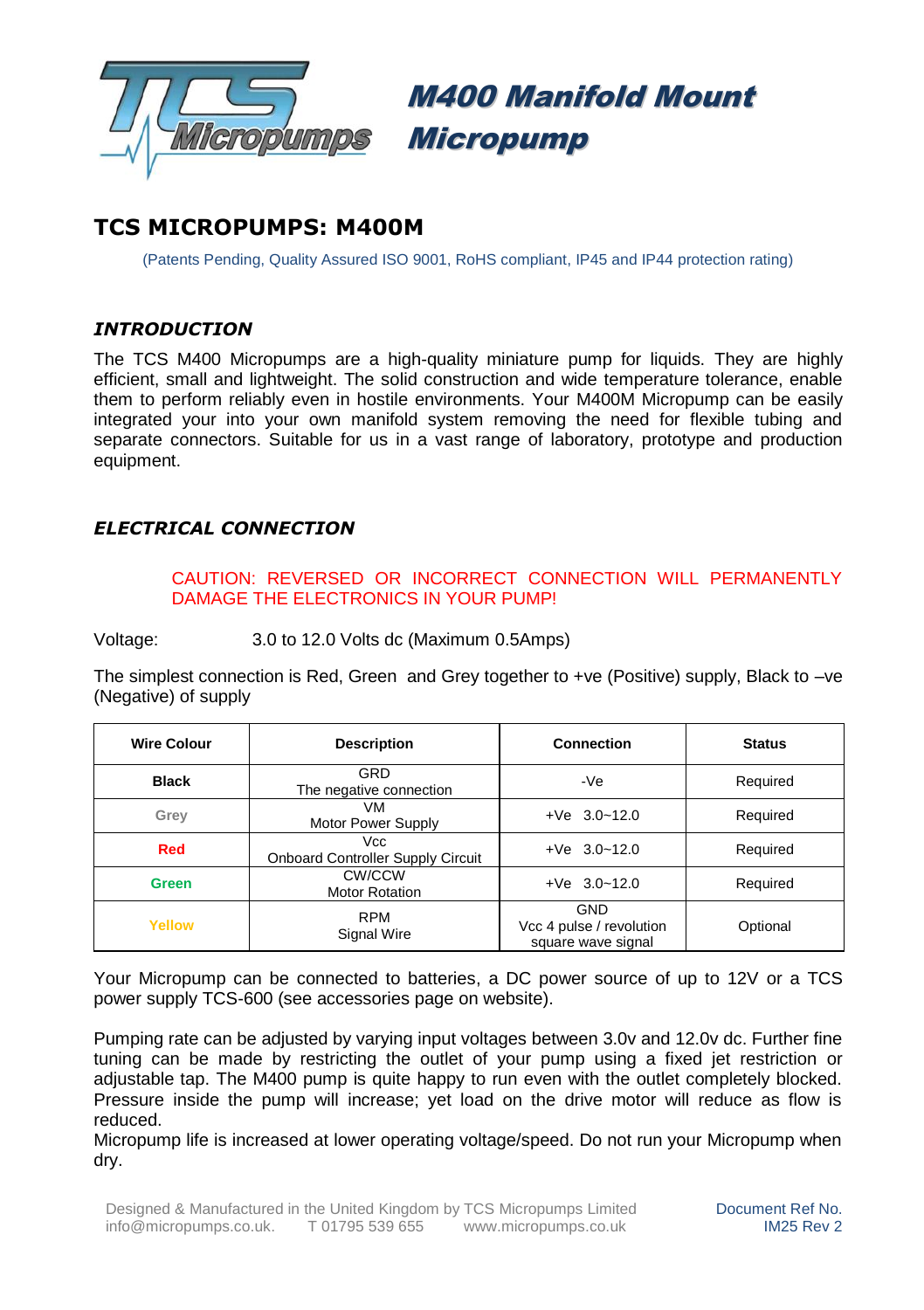# M400 Manifold Mount Micropump

## TCS MICROPUMPS: M400M

(Patents Pending, Quality Assured ISO 9001, RoHS compliant, IP45 and IP44 protection rating)

### *INTRODUCTION*

The TCS M400 Micropumps are a high-quality miniature pump for liquids. They are highly efficient, small and lightweight. The solid construction and wide temperature tolerance, enable them to perform reliably even in hostile environments. Your M400M Micropump can be easily integrated your into your own manifold system removing the need for flexible tubing and separate connectors. Suitable for us in a vast range of laboratory, prototype and production equipment.

### *ELECTRICAL CONNECTION*

CAUTION: REVERSED OR INCORRECT CONNECTION WILL PERMANENTLY DAMAGE THE ELECTRONICS IN YOUR PUMP!

Voltage: 3.0 to 12.0 Volts dc (Maximum 0.5Amps)

The simplest connection is Red, Green and Grey together to +ve (Positive) supply, Black to –ve (Negative) of supply

| Wire Colour | Description | Connection | Status |
|---|---|---|---|
| **Black** | GRD<br>The negative connection | -Ve | Required |
| **Grey** | VM<br>Motor Power Supply | +Ve 3.0~12.0 | Required |
| **Red** | Vcc<br>Onboard Controller Supply Circuit | +Ve 3.0~12.0 | Required |
| **Green** | CW/CCW<br>Motor Rotation | +Ve 3.0~12.0 | Required |
| **Yellow** | RPM<br>Signal Wire | GND<br>Vcc 4 pulse / revolution<br>square wave signal | Optional |

Your Micropump can be connected to batteries, a DC power source of up to 12V or a TCS power supply TCS-600 (see accessories page on website).

Pumping rate can be adjusted by varying input voltages between 3.0v and 12.0v dc. Further fine tuning can be made by restricting the outlet of your pump using a fixed jet restriction or adjustable tap. The M400 pump is quite happy to run even with the outlet completely blocked. Pressure inside the pump will increase; yet load on the drive motor will reduce as flow is reduced.
Micropump life is increased at lower operating voltage/speed. Do not run your Micropump when dry.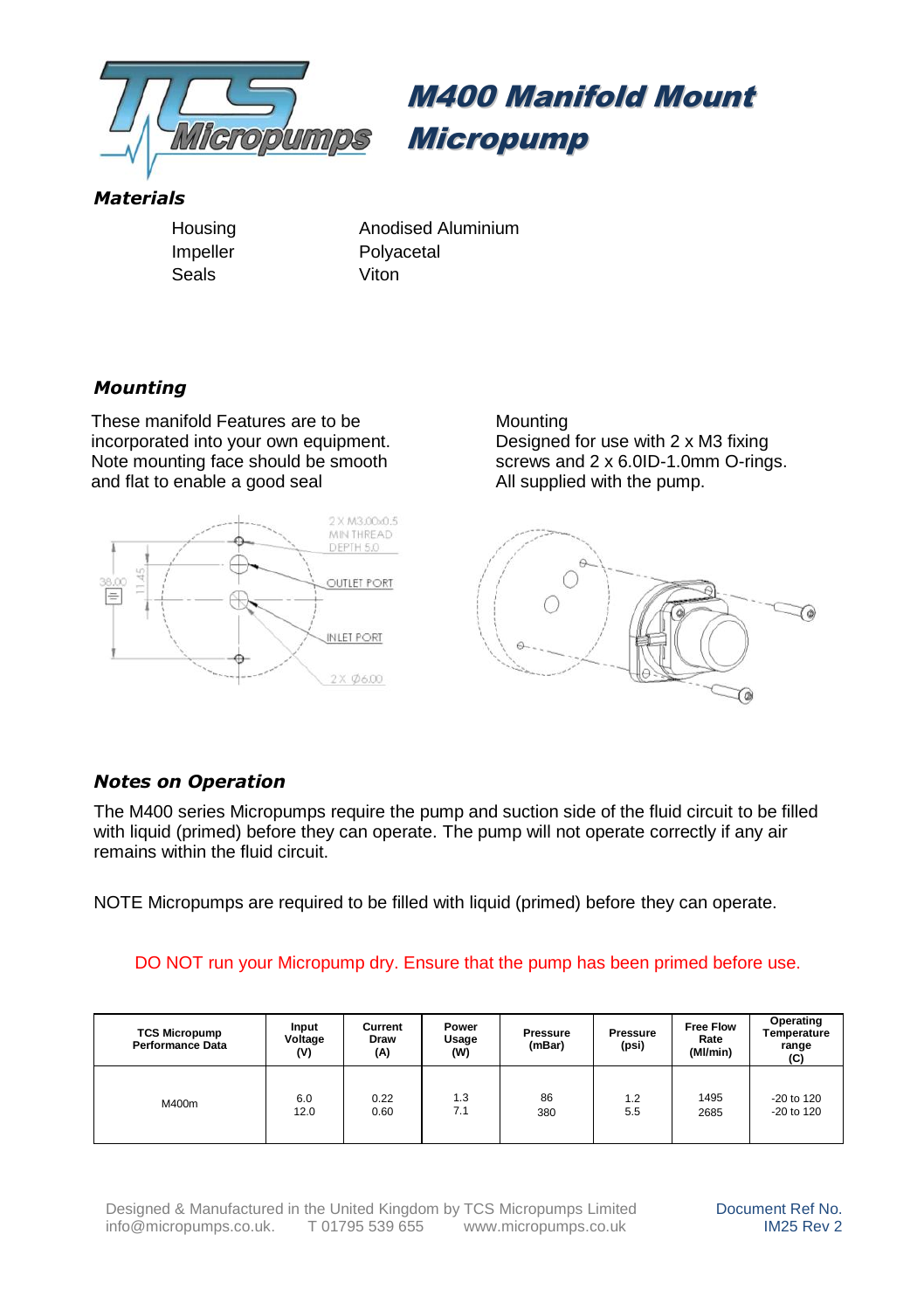# M400 Manifold Mount Micropump

### *Materials*

| | |
|---|---|
| Housing | Anodised Aluminium |
| Impeller | Polyacetal |
| Seals | Viton |

### *Mounting*

These manifold Features are to be incorporated into your own equipment. Note mounting face should be smooth and flat to enable a good seal

Mounting
Designed for use with 2 x M3 fixing screws and 2 x 6.0ID-1.0mm O-rings.
All supplied with the pump.

2 X M3.00x0.5
MIN THREAD
DEPTH 5.0
OUTLET PORT
INLET PORT
2 X Ø6.00
38.00
11.45

### *Notes on Operation*

The M400 series Micropumps require the pump and suction side of the fluid circuit to be filled with liquid (primed) before they can operate. The pump will not operate correctly if any air remains within the fluid circuit.

NOTE Micropumps are required to be filled with liquid (primed) before they can operate.

DO NOT run your Micropump dry. Ensure that the pump has been primed before use.

| TCS Micropump Performance Data | Input Voltage (V) | Current Draw (A) | Power Usage (W) | Pressure (mBar) | Pressure (psi) | Free Flow Rate (Ml/min) | Operating Temperature range (C) |
|---|---|---|---|---|---|---|---|
| M400m | 6.0<br>12.0 | 0.22<br>0.60 | 1.3<br>7.1 | 86<br>380 | 1.2<br>5.5 | 1495<br>2685 | -20 to 120<br>-20 to 120 |

Designed & Manufactured in the United Kingdom by TCS Micropumps Limited
info@micropumps.co.uk. T 01795 539 655 www.micropumps.co.uk

Document Ref No.
IM25 Rev 2